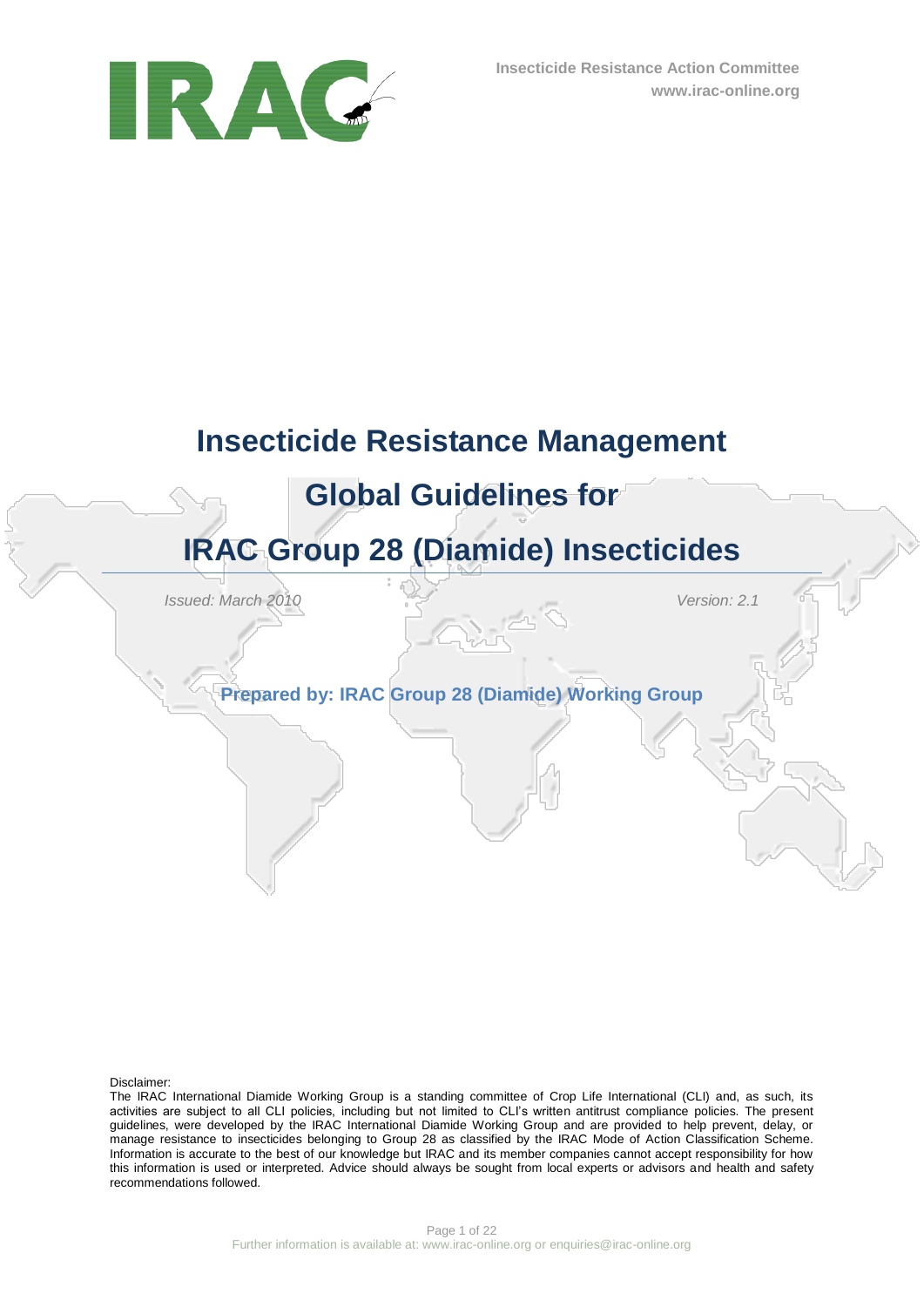Insecticide Resistance Action Committee
www.irac-online.org

# Insecticide Resistance Management

# Global Guidelines for

# IRAC Group 28 (Diamide) Insecticides

*Issued: March 2010*

*Version: 2.1*

**Prepared by: IRAC Group 28 (Diamide) Working Group**

Disclaimer:
The IRAC International Diamide Working Group is a standing committee of Crop Life International (CLI) and, as such, its activities are subject to all CLI policies, including but not limited to CLI's written antitrust compliance policies. The present guidelines, were developed by the IRAC International Diamide Working Group and are provided to help prevent, delay, or manage resistance to insecticides belonging to Group 28 as classified by the IRAC Mode of Action Classification Scheme. Information is accurate to the best of our knowledge but IRAC and its member companies cannot accept responsibility for how this information is used or interpreted. Advice should always be sought from local experts or advisors and health and safety recommendations followed.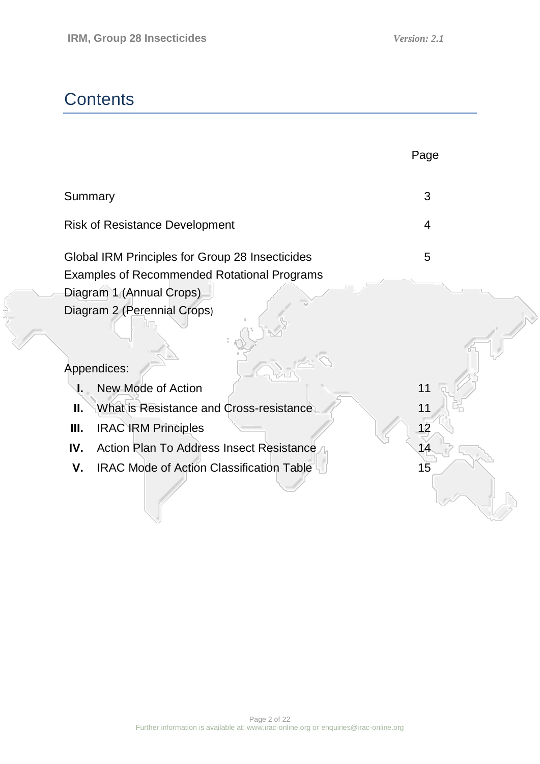# Contents

| | Page |
|---|---|
| Summary | 3 |
| Risk of Resistance Development | 4 |
| Global IRM Principles for Group 28 Insecticides | 5 |
| Examples of Recommended Rotational Programs | |
| Diagram 1 (Annual Crops) | |
| Diagram 2 (Perennial Crops) | |
| | |
| Appendices: | |
| **I.** New Mode of Action | 11 |
| **II.** What is Resistance and Cross-resistance | 11 |
| **III.** IRAC IRM Principles | 12 |
| **IV.** Action Plan To Address Insect Resistance | 14 |
| **V.** IRAC Mode of Action Classification Table | 15 |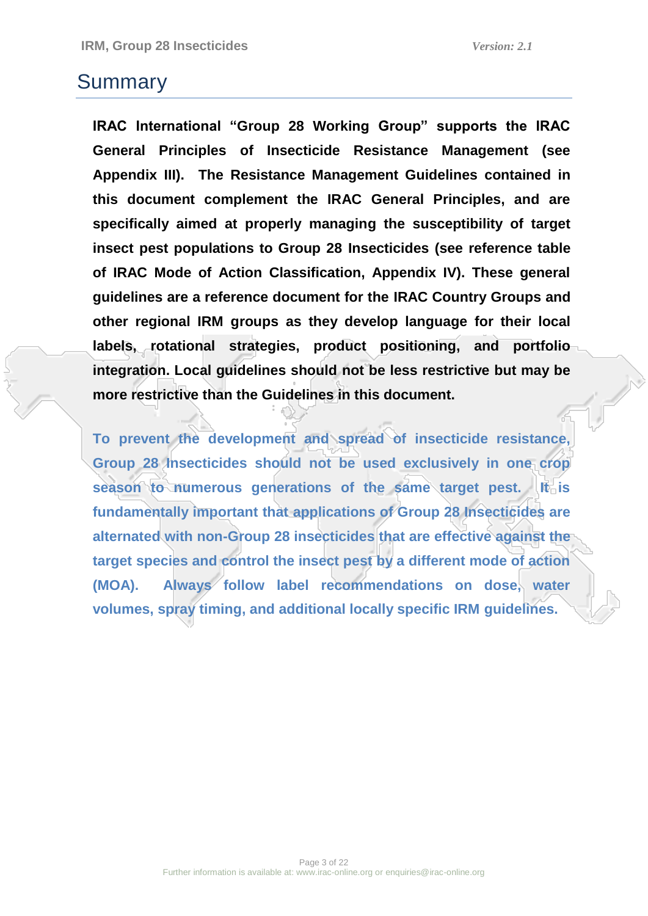# Summary

**IRAC International "Group 28 Working Group" supports the IRAC General Principles of Insecticide Resistance Management (see Appendix III). The Resistance Management Guidelines contained in this document complement the IRAC General Principles, and are specifically aimed at properly managing the susceptibility of target insect pest populations to Group 28 Insecticides (see reference table of IRAC Mode of Action Classification, Appendix IV). These general guidelines are a reference document for the IRAC Country Groups and other regional IRM groups as they develop language for their local labels, rotational strategies, product positioning, and portfolio integration. Local guidelines should not be less restrictive but may be more restrictive than the Guidelines in this document.**

**To prevent the development and spread of insecticide resistance, Group 28 Insecticides should not be used exclusively in one crop season to numerous generations of the same target pest. It is fundamentally important that applications of Group 28 Insecticides are alternated with non-Group 28 insecticides that are effective against the target species and control the insect pest by a different mode of action (MOA). Always follow label recommendations on dose, water volumes, spray timing, and additional locally specific IRM guidelines.**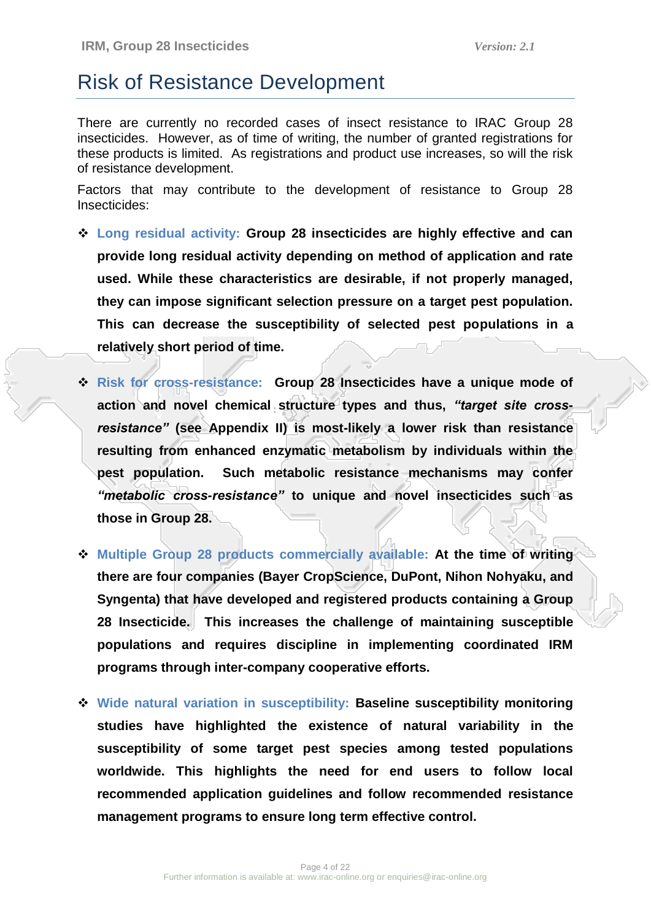# Risk of Resistance Development

There are currently no recorded cases of insect resistance to IRAC Group 28 insecticides. However, as of time of writing, the number of granted registrations for these products is limited. As registrations and product use increases, so will the risk of resistance development.

Factors that may contribute to the development of resistance to Group 28 Insecticides:

- Long residual activity: **Group 28 insecticides are highly effective and can provide long residual activity depending on method of application and rate used. While these characteristics are desirable, if not properly managed, they can impose significant selection pressure on a target pest population. This can decrease the susceptibility of selected pest populations in a relatively short period of time.**

- Risk for cross-resistance: **Group 28 Insecticides have a unique mode of action and novel chemical structure types and thus, *"target site cross-resistance"* (see Appendix II) is most-likely a lower risk than resistance resulting from enhanced enzymatic metabolism by individuals within the pest population. Such metabolic resistance mechanisms may confer *"metabolic cross-resistance"* to unique and novel insecticides such as those in Group 28.**

- Multiple Group 28 products commercially available: **At the time of writing there are four companies (Bayer CropScience, DuPont, Nihon Nohyaku, and Syngenta) that have developed and registered products containing a Group 28 Insecticide. This increases the challenge of maintaining susceptible populations and requires discipline in implementing coordinated IRM programs through inter-company cooperative efforts.**

- Wide natural variation in susceptibility: **Baseline susceptibility monitoring studies have highlighted the existence of natural variability in the susceptibility of some target pest species among tested populations worldwide. This highlights the need for end users to follow local recommended application guidelines and follow recommended resistance management programs to ensure long term effective control.**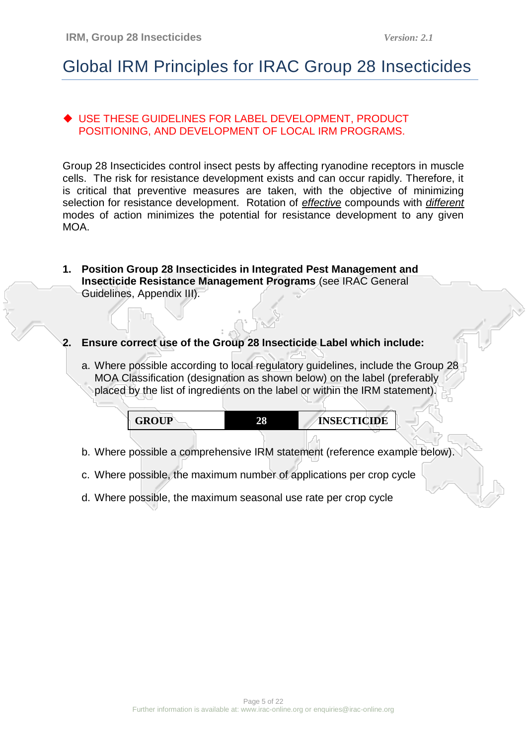# Global IRM Principles for IRAC Group 28 Insecticides

◆ USE THESE GUIDELINES FOR LABEL DEVELOPMENT, PRODUCT POSITIONING, AND DEVELOPMENT OF LOCAL IRM PROGRAMS.

Group 28 Insecticides control insect pests by affecting ryanodine receptors in muscle cells. The risk for resistance development exists and can occur rapidly. Therefore, it is critical that preventive measures are taken, with the objective of minimizing selection for resistance development. Rotation of *effective* compounds with *different* modes of action minimizes the potential for resistance development to any given MOA.

1. **Position Group 28 Insecticides in Integrated Pest Management and Insecticide Resistance Management Programs** (see IRAC General Guidelines, Appendix III).

2. **Ensure correct use of the Group 28 Insecticide Label which include:**

   a. Where possible according to local regulatory guidelines, include the Group 28 MOA Classification (designation as shown below) on the label (preferably placed by the list of ingredients on the label or within the IRM statement).

   | GROUP | 28 | INSECTICIDE |
   |---|---|---|

   b. Where possible a comprehensive IRM statement (reference example below).

   c. Where possible, the maximum number of applications per crop cycle

   d. Where possible, the maximum seasonal use rate per crop cycle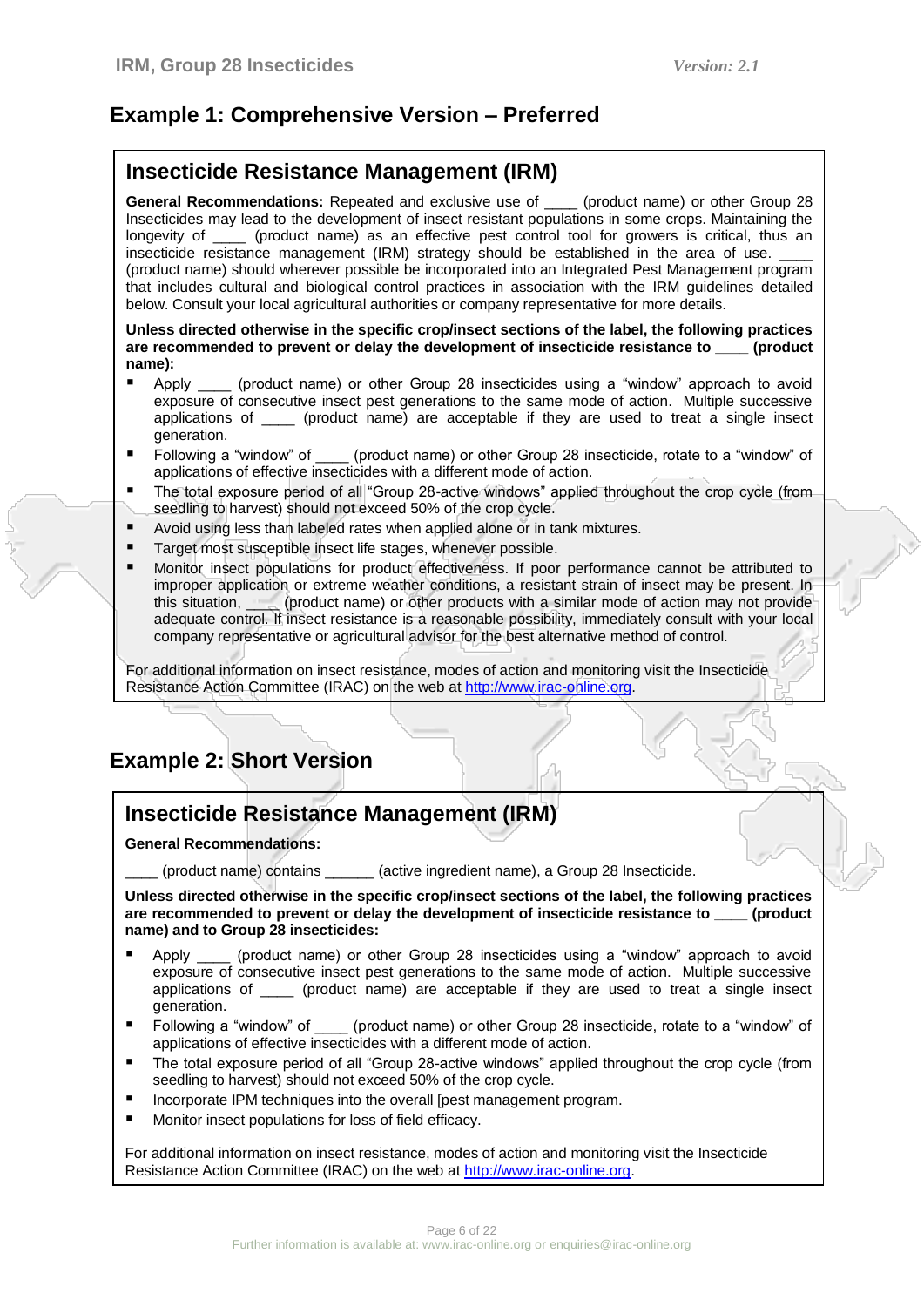## Example 1: Comprehensive Version – Preferred

### Insecticide Resistance Management (IRM)

**General Recommendations:** Repeated and exclusive use of ____ (product name) or other Group 28 Insecticides may lead to the development of insect resistant populations in some crops. Maintaining the longevity of ____ (product name) as an effective pest control tool for growers is critical, thus an insecticide resistance management (IRM) strategy should be established in the area of use. ____ (product name) should wherever possible be incorporated into an Integrated Pest Management program that includes cultural and biological control practices in association with the IRM guidelines detailed below. Consult your local agricultural authorities or company representative for more details.

**Unless directed otherwise in the specific crop/insect sections of the label, the following practices are recommended to prevent or delay the development of insecticide resistance to ____ (product name):**

- Apply ____ (product name) or other Group 28 insecticides using a "window" approach to avoid exposure of consecutive insect pest generations to the same mode of action. Multiple successive applications of ____ (product name) are acceptable if they are used to treat a single insect generation.
- Following a "window" of ____ (product name) or other Group 28 insecticide, rotate to a "window" of applications of effective insecticides with a different mode of action.
- The total exposure period of all "Group 28-active windows" applied throughout the crop cycle (from seedling to harvest) should not exceed 50% of the crop cycle.
- Avoid using less than labeled rates when applied alone or in tank mixtures.
- Target most susceptible insect life stages, whenever possible.
- Monitor insect populations for product effectiveness. If poor performance cannot be attributed to improper application or extreme weather conditions, a resistant strain of insect may be present. In this situation, ____ (product name) or other products with a similar mode of action may not provide adequate control. If insect resistance is a reasonable possibility, immediately consult with your local company representative or agricultural advisor for the best alternative method of control.

For additional information on insect resistance, modes of action and monitoring visit the Insecticide Resistance Action Committee (IRAC) on the web at http://www.irac-online.org.

## Example 2: Short Version

### Insecticide Resistance Management (IRM)

**General Recommendations:**

____ (product name) contains ______ (active ingredient name), a Group 28 Insecticide.

**Unless directed otherwise in the specific crop/insect sections of the label, the following practices are recommended to prevent or delay the development of insecticide resistance to ____ (product name) and to Group 28 insecticides:**

- Apply ____ (product name) or other Group 28 insecticides using a "window" approach to avoid exposure of consecutive insect pest generations to the same mode of action. Multiple successive applications of ____ (product name) are acceptable if they are used to treat a single insect generation.
- Following a "window" of ____ (product name) or other Group 28 insecticide, rotate to a "window" of applications of effective insecticides with a different mode of action.
- The total exposure period of all "Group 28-active windows" applied throughout the crop cycle (from seedling to harvest) should not exceed 50% of the crop cycle.
- Incorporate IPM techniques into the overall [pest management program.
- Monitor insect populations for loss of field efficacy.

For additional information on insect resistance, modes of action and monitoring visit the Insecticide Resistance Action Committee (IRAC) on the web at http://www.irac-online.org.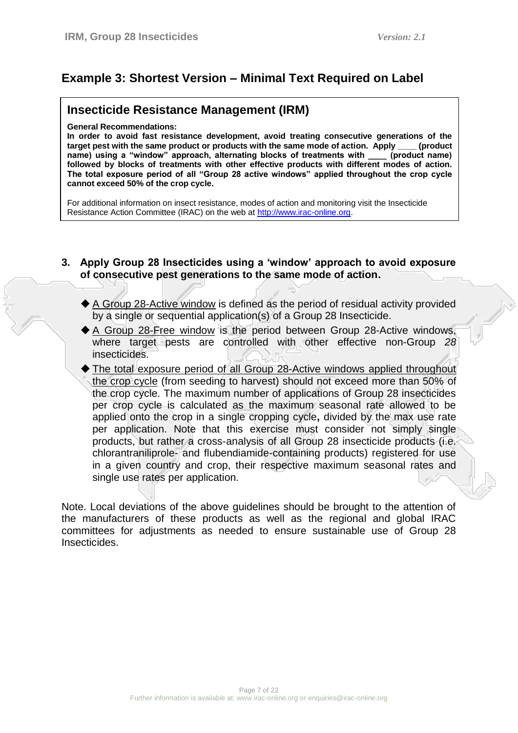## Example 3: Shortest Version – Minimal Text Required on Label

### Insecticide Resistance Management (IRM)

**General Recommendations:**

**In order to avoid fast resistance development, avoid treating consecutive generations of the target pest with the same product or products with the same mode of action. Apply \_\_\_\_ (product name) using a "window" approach, alternating blocks of treatments with \_\_\_\_ (product name) followed by blocks of treatments with other effective products with different modes of action. The total exposure period of all "Group 28 active windows" applied throughout the crop cycle cannot exceed 50% of the crop cycle.**

For additional information on insect resistance, modes of action and monitoring visit the Insecticide Resistance Action Committee (IRAC) on the web at http://www.irac-online.org.

**3. Apply Group 28 Insecticides using a 'window' approach to avoid exposure of consecutive pest generations to the same mode of action.**

- ◆ A Group 28-Active window is defined as the period of residual activity provided by a single or sequential application(s) of a Group 28 Insecticide.
- ◆ A Group 28-Free window is the period between Group 28-Active windows, where target pests are controlled with other effective non-Group *28* insecticides.
- ◆ The total exposure period of all Group 28-Active windows applied throughout the crop cycle (from seeding to harvest) should not exceed more than 50% of the crop cycle. The maximum number of applications of Group 28 insecticides per crop cycle is calculated as the maximum seasonal rate allowed to be applied onto the crop in a single cropping cycle**,** divided by the max use rate per application. Note that this exercise must consider not simply single products, but rather a cross-analysis of all Group 28 insecticide products (i.e. chlorantraniliprole- and flubendiamide-containing products) registered for use in a given country and crop, their respective maximum seasonal rates and single use rates per application.

Note. Local deviations of the above guidelines should be brought to the attention of the manufacturers of these products as well as the regional and global IRAC committees for adjustments as needed to ensure sustainable use of Group 28 Insecticides.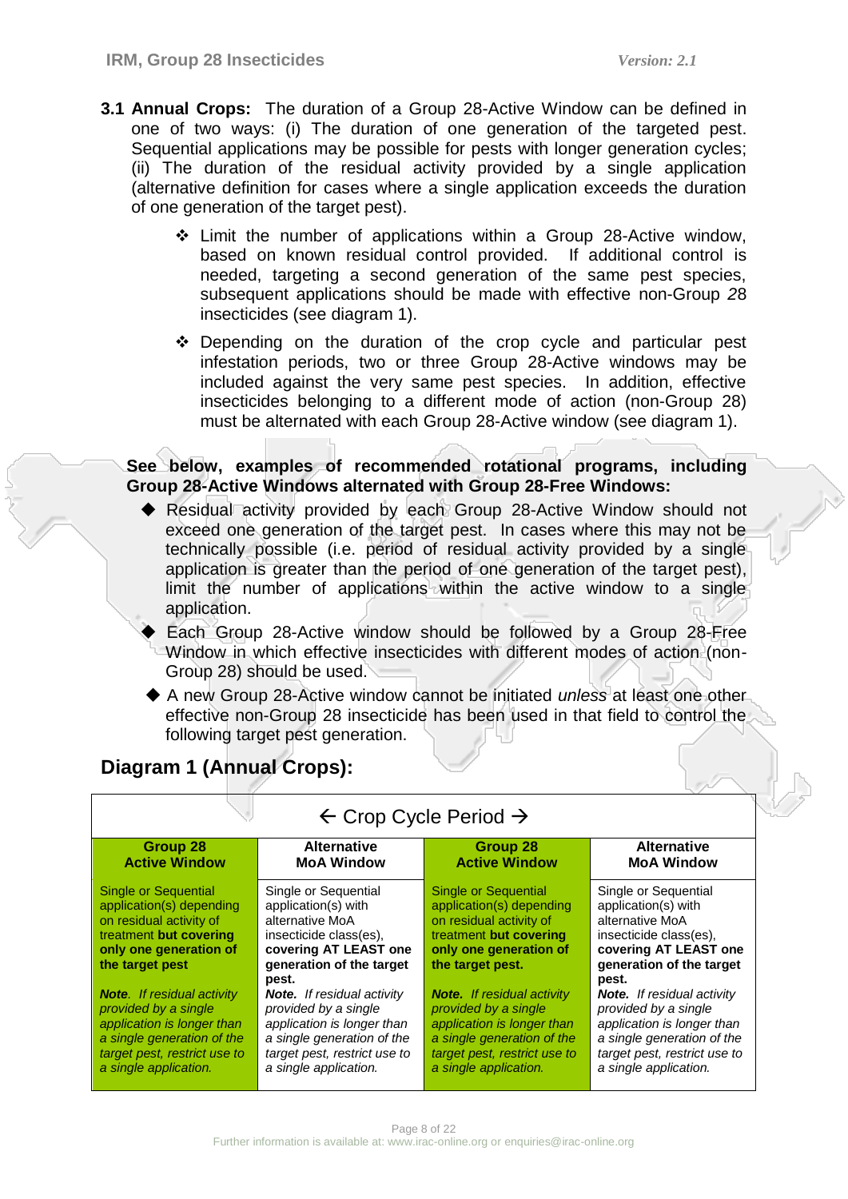**3.1 Annual Crops:** The duration of a Group 28-Active Window can be defined in one of two ways: (i) The duration of one generation of the targeted pest. Sequential applications may be possible for pests with longer generation cycles; (ii) The duration of the residual activity provided by a single application (alternative definition for cases where a single application exceeds the duration of one generation of the target pest).

- Limit the number of applications within a Group 28-Active window, based on known residual control provided. If additional control is needed, targeting a second generation of the same pest species, subsequent applications should be made with effective non-Group *28* insecticides (see diagram 1).
- Depending on the duration of the crop cycle and particular pest infestation periods, two or three Group 28-Active windows may be included against the very same pest species. In addition, effective insecticides belonging to a different mode of action (non-Group 28) must be alternated with each Group 28-Active window (see diagram 1).

**See below, examples of recommended rotational programs, including Group 28-Active Windows alternated with Group 28-Free Windows:**

- Residual activity provided by each Group 28-Active Window should not exceed one generation of the target pest. In cases where this may not be technically possible (i.e. period of residual activity provided by a single application is greater than the period of one generation of the target pest), limit the number of applications within the active window to a single application.
- Each Group 28-Active window should be followed by a Group 28-Free Window in which effective insecticides with different modes of action (non-Group 28) should be used.
- A new Group 28-Active window cannot be initiated *unless* at least one other effective non-Group 28 insecticide has been used in that field to control the following target pest generation.

## Diagram 1 (Annual Crops):

| ← Crop Cycle Period → | | | |
|---|---|---|---|
| **Group 28 Active Window** | **Alternative MoA Window** | **Group 28 Active Window** | **Alternative MoA Window** |
| Single or Sequential application(s) depending on residual activity of treatment **but covering only one generation of the target pest** | Single or Sequential application(s) with alternative MoA insecticide class(es), **covering AT LEAST one generation of the target pest.** | Single or Sequential application(s) depending on residual activity of treatment **but covering only one generation of the target pest.** | Single or Sequential application(s) with alternative MoA insecticide class(es), **covering AT LEAST one generation of the target pest.** |
| ***Note**. If residual activity provided by a single application is longer than a single generation of the target pest, restrict use to a single application.* | ***Note.** If residual activity provided by a single application is longer than a single generation of the target pest, restrict use to a single application.* | ***Note.** If residual activity provided by a single application is longer than a single generation of the target pest, restrict use to a single application.* | ***Note.** If residual activity provided by a single application is longer than a single generation of the target pest, restrict use to a single application.* |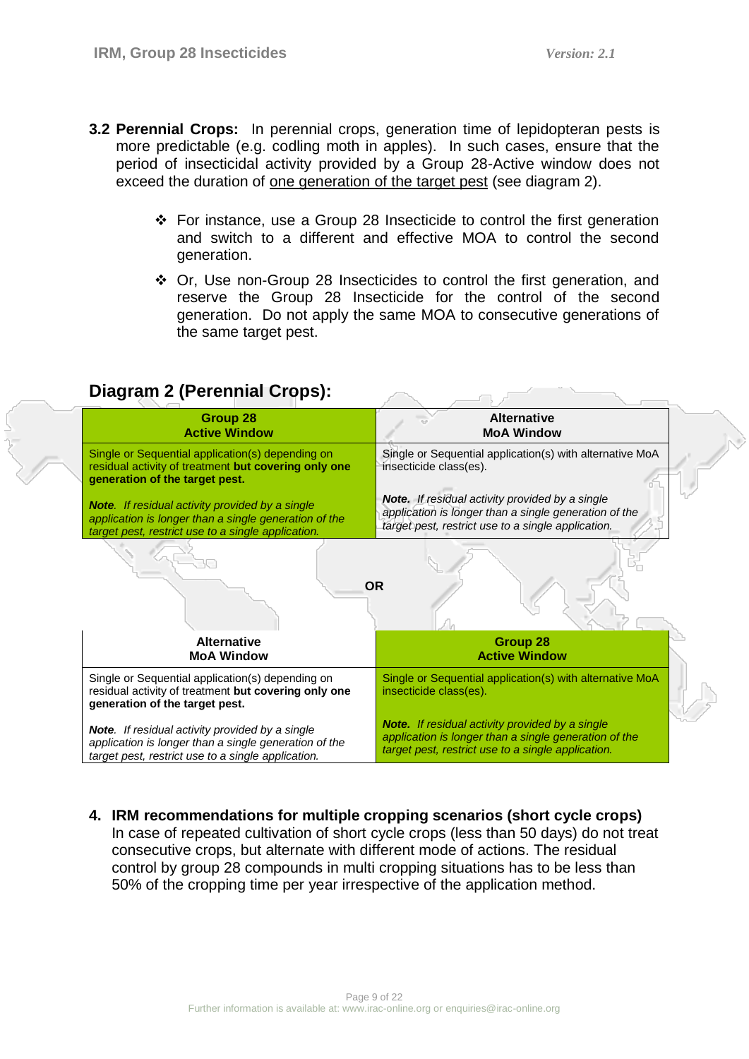**3.2 Perennial Crops:** In perennial crops, generation time of lepidopteran pests is more predictable (e.g. codling moth in apples). In such cases, ensure that the period of insecticidal activity provided by a Group 28-Active window does not exceed the duration of <u>one generation of the target pest</u> (see diagram 2).

- ❖ For instance, use a Group 28 Insecticide to control the first generation and switch to a different and effective MOA to control the second generation.
- ❖ Or, Use non-Group 28 Insecticides to control the first generation, and reserve the Group 28 Insecticide for the control of the second generation. Do not apply the same MOA to consecutive generations of the same target pest.

## Diagram 2 (Perennial Crops):

| **Group 28 Active Window** | **Alternative MoA Window** |
|---|---|
| Single or Sequential application(s) depending on residual activity of treatment **but covering only one generation of the target pest.**<br><br>***Note**. If residual activity provided by a single application is longer than a single generation of the target pest, restrict use to a single application.* | Single or Sequential application(s) with alternative MoA insecticide class(es).<br><br>***Note.** If residual activity provided by a single application is longer than a single generation of the target pest, restrict use to a single application.* |

**OR**

| **Alternative MoA Window** | **Group 28 Active Window** |
|---|---|
| Single or Sequential application(s) depending on residual activity of treatment **but covering only one generation of the target pest.**<br><br>***Note**. If residual activity provided by a single application is longer than a single generation of the target pest, restrict use to a single application.* | Single or Sequential application(s) with alternative MoA insecticide class(es).<br><br>***Note.** If residual activity provided by a single application is longer than a single generation of the target pest, restrict use to a single application.* |

**4. IRM recommendations for multiple cropping scenarios (short cycle crops)**

In case of repeated cultivation of short cycle crops (less than 50 days) do not treat consecutive crops, but alternate with different mode of actions. The residual control by group 28 compounds in multi cropping situations has to be less than 50% of the cropping time per year irrespective of the application method.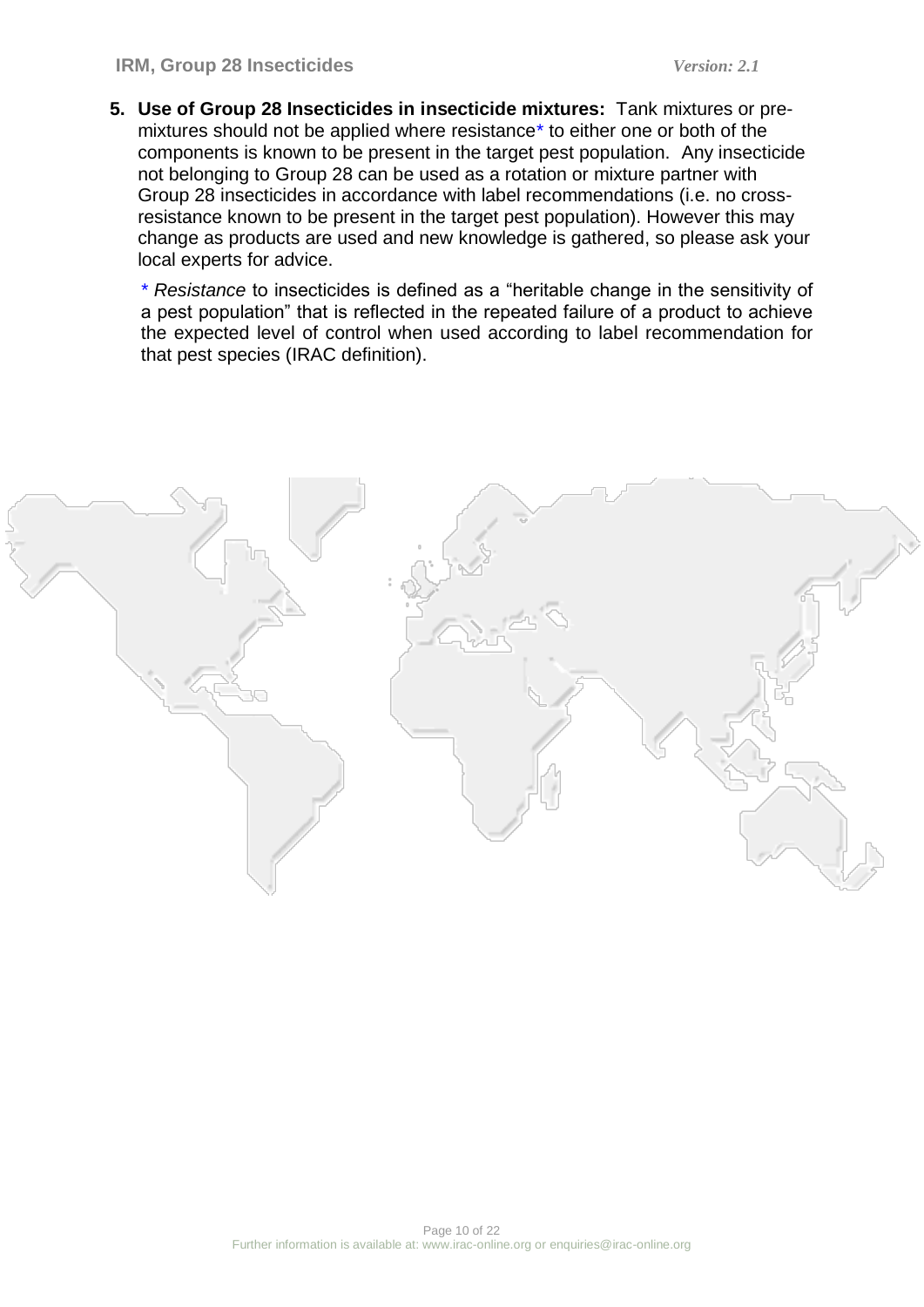5. **Use of Group 28 Insecticides in insecticide mixtures:** Tank mixtures or pre-mixtures should not be applied where resistance* to either one or both of the components is known to be present in the target pest population. Any insecticide not belonging to Group 28 can be used as a rotation or mixture partner with Group 28 insecticides in accordance with label recommendations (i.e. no cross-resistance known to be present in the target pest population). However this may change as products are used and new knowledge is gathered, so please ask your local experts for advice.

   \* *Resistance* to insecticides is defined as a "heritable change in the sensitivity of a pest population" that is reflected in the repeated failure of a product to achieve the expected level of control when used according to label recommendation for that pest species (IRAC definition).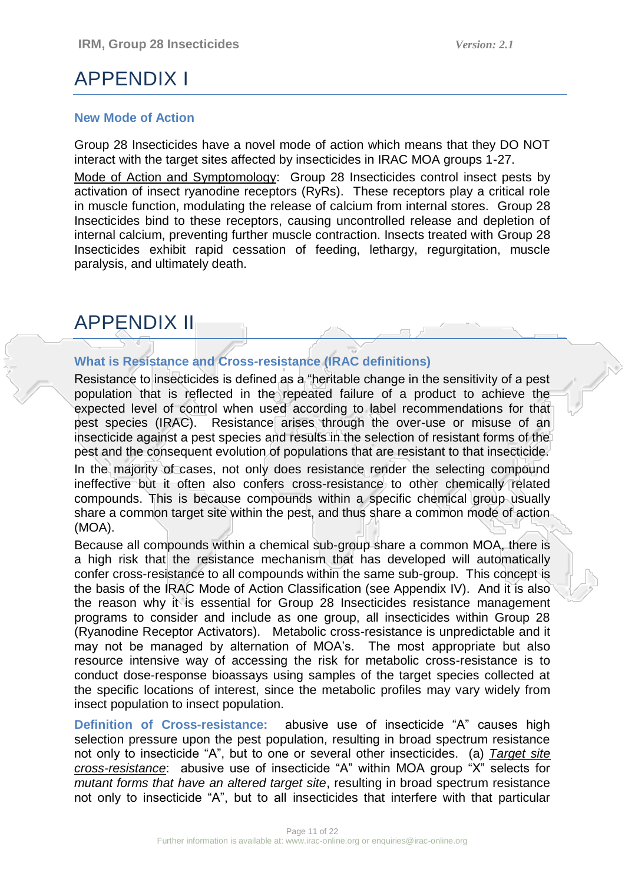# APPENDIX I

### New Mode of Action

Group 28 Insecticides have a novel mode of action which means that they DO NOT interact with the target sites affected by insecticides in IRAC MOA groups 1-27.

Mode of Action and Symptomology: Group 28 Insecticides control insect pests by activation of insect ryanodine receptors (RyRs). These receptors play a critical role in muscle function, modulating the release of calcium from internal stores. Group 28 Insecticides bind to these receptors, causing uncontrolled release and depletion of internal calcium, preventing further muscle contraction. Insects treated with Group 28 Insecticides exhibit rapid cessation of feeding, lethargy, regurgitation, muscle paralysis, and ultimately death.

# APPENDIX II

### What is Resistance and Cross-resistance (IRAC definitions)

Resistance to insecticides is defined as a "heritable change in the sensitivity of a pest population that is reflected in the repeated failure of a product to achieve the expected level of control when used according to label recommendations for that pest species (IRAC). Resistance arises through the over-use or misuse of an insecticide against a pest species and results in the selection of resistant forms of the pest and the consequent evolution of populations that are resistant to that insecticide.

In the majority of cases, not only does resistance render the selecting compound ineffective but it often also confers cross-resistance to other chemically related compounds. This is because compounds within a specific chemical group usually share a common target site within the pest, and thus share a common mode of action (MOA).

Because all compounds within a chemical sub-group share a common MOA, there is a high risk that the resistance mechanism that has developed will automatically confer cross-resistance to all compounds within the same sub-group. This concept is the basis of the IRAC Mode of Action Classification (see Appendix IV). And it is also the reason why it is essential for Group 28 Insecticides resistance management programs to consider and include as one group, all insecticides within Group 28 (Ryanodine Receptor Activators). Metabolic cross-resistance is unpredictable and it may not be managed by alternation of MOA's. The most appropriate but also resource intensive way of accessing the risk for metabolic cross-resistance is to conduct dose-response bioassays using samples of the target species collected at the specific locations of interest, since the metabolic profiles may vary widely from insect population to insect population.

**Definition of Cross-resistance:** abusive use of insecticide "A" causes high selection pressure upon the pest population, resulting in broad spectrum resistance not only to insecticide "A", but to one or several other insecticides. (a) *Target site cross-resistance*: abusive use of insecticide "A" within MOA group "X" selects for *mutant forms that have an altered target site*, resulting in broad spectrum resistance not only to insecticide "A", but to all insecticides that interfere with that particular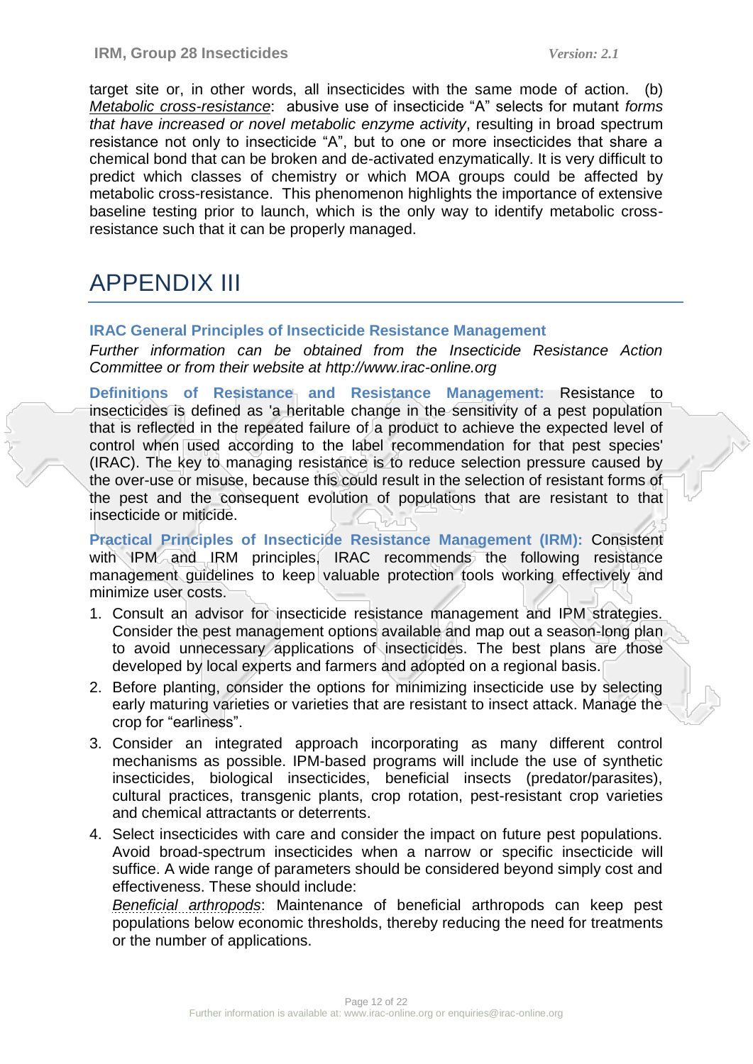target site or, in other words, all insecticides with the same mode of action. (b) _Metabolic cross-resistance_: abusive use of insecticide "A" selects for mutant *forms that have increased or novel metabolic enzyme activity*, resulting in broad spectrum resistance not only to insecticide "A", but to one or more insecticides that share a chemical bond that can be broken and de-activated enzymatically. It is very difficult to predict which classes of chemistry or which MOA groups could be affected by metabolic cross-resistance. This phenomenon highlights the importance of extensive baseline testing prior to launch, which is the only way to identify metabolic cross-resistance such that it can be properly managed.

# APPENDIX III

### IRAC General Principles of Insecticide Resistance Management

*Further information can be obtained from the Insecticide Resistance Action Committee or from their website at http://www.irac-online.org*

**Definitions of Resistance and Resistance Management:** Resistance to insecticides is defined as 'a heritable change in the sensitivity of a pest population that is reflected in the repeated failure of a product to achieve the expected level of control when used according to the label recommendation for that pest species' (IRAC). The key to managing resistance is to reduce selection pressure caused by the over-use or misuse, because this could result in the selection of resistant forms of the pest and the consequent evolution of populations that are resistant to that insecticide or miticide.

**Practical Principles of Insecticide Resistance Management (IRM):** Consistent with IPM and IRM principles, IRAC recommends the following resistance management guidelines to keep valuable protection tools working effectively and minimize user costs.

1. Consult an advisor for insecticide resistance management and IPM strategies. Consider the pest management options available and map out a season-long plan to avoid unnecessary applications of insecticides. The best plans are those developed by local experts and farmers and adopted on a regional basis.
2. Before planting, consider the options for minimizing insecticide use by selecting early maturing varieties or varieties that are resistant to insect attack. Manage the crop for "earliness".
3. Consider an integrated approach incorporating as many different control mechanisms as possible. IPM-based programs will include the use of synthetic insecticides, biological insecticides, beneficial insects (predator/parasites), cultural practices, transgenic plants, crop rotation, pest-resistant crop varieties and chemical attractants or deterrents.
4. Select insecticides with care and consider the impact on future pest populations. Avoid broad-spectrum insecticides when a narrow or specific insecticide will suffice. A wide range of parameters should be considered beyond simply cost and effectiveness. These should include:

   _Beneficial arthropods_: Maintenance of beneficial arthropods can keep pest populations below economic thresholds, thereby reducing the need for treatments or the number of applications.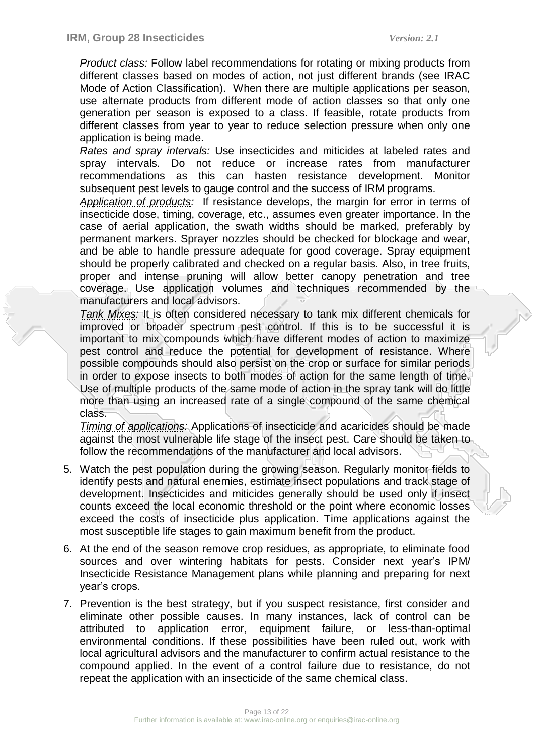*Product class:* Follow label recommendations for rotating or mixing products from different classes based on modes of action, not just different brands (see IRAC Mode of Action Classification). When there are multiple applications per season, use alternate products from different mode of action classes so that only one generation per season is exposed to a class. If feasible, rotate products from different classes from year to year to reduce selection pressure when only one application is being made.

*Rates and spray intervals:* Use insecticides and miticides at labeled rates and spray intervals. Do not reduce or increase rates from manufacturer recommendations as this can hasten resistance development. Monitor subsequent pest levels to gauge control and the success of IRM programs.

*Application of products:* If resistance develops, the margin for error in terms of insecticide dose, timing, coverage, etc., assumes even greater importance. In the case of aerial application, the swath widths should be marked, preferably by permanent markers. Sprayer nozzles should be checked for blockage and wear, and be able to handle pressure adequate for good coverage. Spray equipment should be properly calibrated and checked on a regular basis. Also, in tree fruits, proper and intense pruning will allow better canopy penetration and tree coverage. Use application volumes and techniques recommended by the manufacturers and local advisors.

*Tank Mixes:* It is often considered necessary to tank mix different chemicals for improved or broader spectrum pest control. If this is to be successful it is important to mix compounds which have different modes of action to maximize pest control and reduce the potential for development of resistance. Where possible compounds should also persist on the crop or surface for similar periods in order to expose insects to both modes of action for the same length of time. Use of multiple products of the same mode of action in the spray tank will do little more than using an increased rate of a single compound of the same chemical class.

*Timing of applications:* Applications of insecticide and acaricides should be made against the most vulnerable life stage of the insect pest. Care should be taken to follow the recommendations of the manufacturer and local advisors.

5. Watch the pest population during the growing season. Regularly monitor fields to identify pests and natural enemies, estimate insect populations and track stage of development. Insecticides and miticides generally should be used only if insect counts exceed the local economic threshold or the point where economic losses exceed the costs of insecticide plus application. Time applications against the most susceptible life stages to gain maximum benefit from the product.

6. At the end of the season remove crop residues, as appropriate, to eliminate food sources and over wintering habitats for pests. Consider next year's IPM/ Insecticide Resistance Management plans while planning and preparing for next year's crops.

7. Prevention is the best strategy, but if you suspect resistance, first consider and eliminate other possible causes. In many instances, lack of control can be attributed to application error, equipment failure, or less-than-optimal environmental conditions. If these possibilities have been ruled out, work with local agricultural advisors and the manufacturer to confirm actual resistance to the compound applied. In the event of a control failure due to resistance, do not repeat the application with an insecticide of the same chemical class.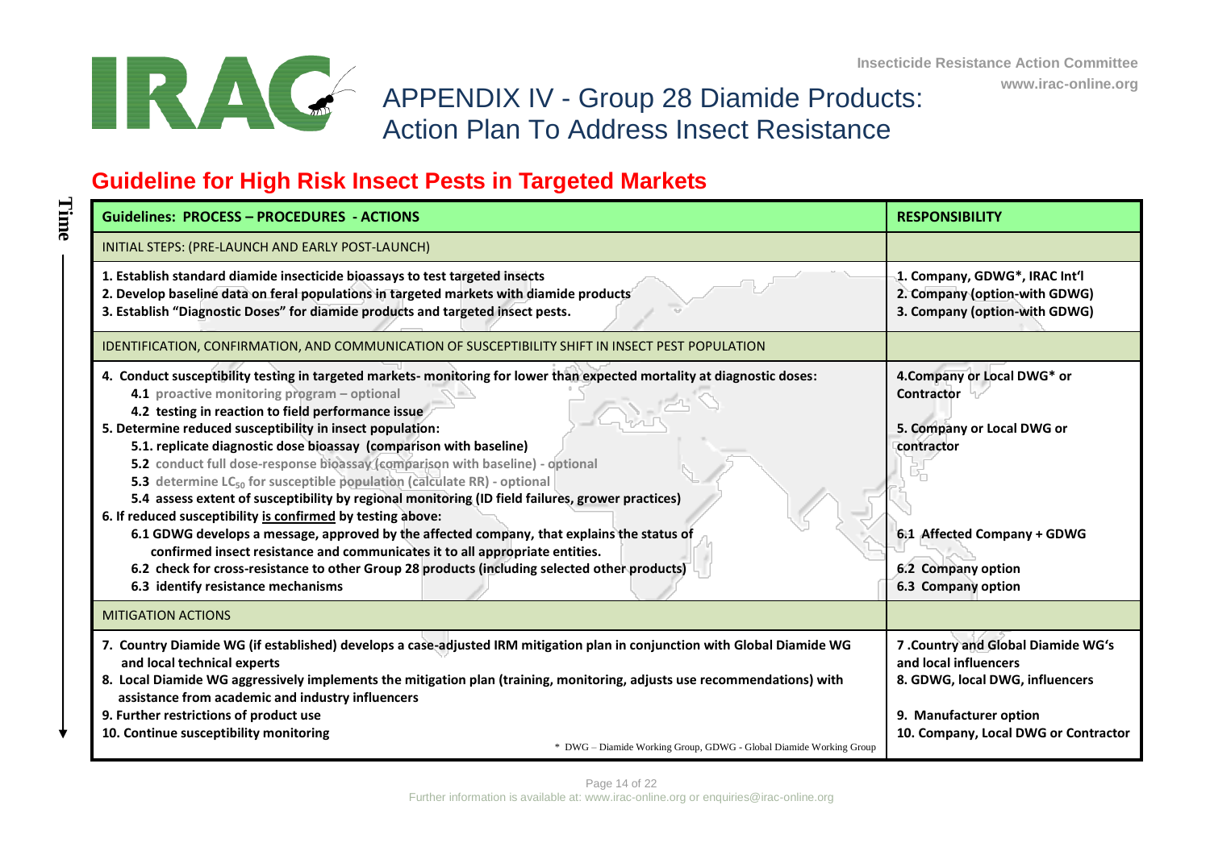# APPENDIX IV - Group 28 Diamide Products: Action Plan To Address Insect Resistance

## Guideline for High Risk Insect Pests in Targeted Markets

| Guidelines: PROCESS – PROCEDURES - ACTIONS | RESPONSIBILITY |
|---|---|
| INITIAL STEPS: (PRE-LAUNCH AND EARLY POST-LAUNCH) | |
| **1. Establish standard diamide insecticide bioassays to test targeted insects**<br>**2. Develop baseline data on feral populations in targeted markets with diamide products**<br>**3. Establish "Diagnostic Doses" for diamide products and targeted insect pests.** | **1. Company, GDWG*, IRAC Int'l**<br>**2. Company (option-with GDWG)**<br>**3. Company (option-with GDWG)** |
| IDENTIFICATION, CONFIRMATION, AND COMMUNICATION OF SUSCEPTIBILITY SHIFT IN INSECT PEST POPULATION | |
| **4. Conduct susceptibility testing in targeted markets- monitoring for lower than expected mortality at diagnostic doses:**<br>**4.1 proactive monitoring program – optional**<br>**4.2 testing in reaction to field performance issue**<br>**5. Determine reduced susceptibility in insect population:**<br>**5.1. replicate diagnostic dose bioassay (comparison with baseline)**<br>**5.2 conduct full dose-response bioassay (comparison with baseline) - optional**<br>**5.3 determine $LC_{50}$ for susceptible population (calculate RR) - optional**<br>**5.4 assess extent of susceptibility by regional monitoring (ID field failures, grower practices)**<br>**6. If reduced susceptibility is confirmed by testing above:**<br>**6.1 GDWG develops a message, approved by the affected company, that explains the status of confirmed insect resistance and communicates it to all appropriate entities.**<br>**6.2 check for cross-resistance to other Group 28 products (including selected other products)**<br>**6.3 identify resistance mechanisms** | **4.Company or Local DWG* or Contractor**<br>**5. Company or Local DWG or contractor**<br>**6.1 Affected Company + GDWG**<br>**6.2 Company option**<br>**6.3 Company option** |
| MITIGATION ACTIONS | |
| **7. Country Diamide WG (if established) develops a case-adjusted IRM mitigation plan in conjunction with Global Diamide WG and local technical experts**<br>**8. Local Diamide WG aggressively implements the mitigation plan (training, monitoring, adjusts use recommendations) with assistance from academic and industry influencers**<br>**9. Further restrictions of product use**<br>**10. Continue susceptibility monitoring**<br>* DWG – Diamide Working Group, GDWG - Global Diamide Working Group | **7 .Country and Global Diamide WG's and local influencers**<br>**8. GDWG, local DWG, influencers**<br>**9. Manufacturer option**<br>**10. Company, Local DWG or Contractor** |

Time →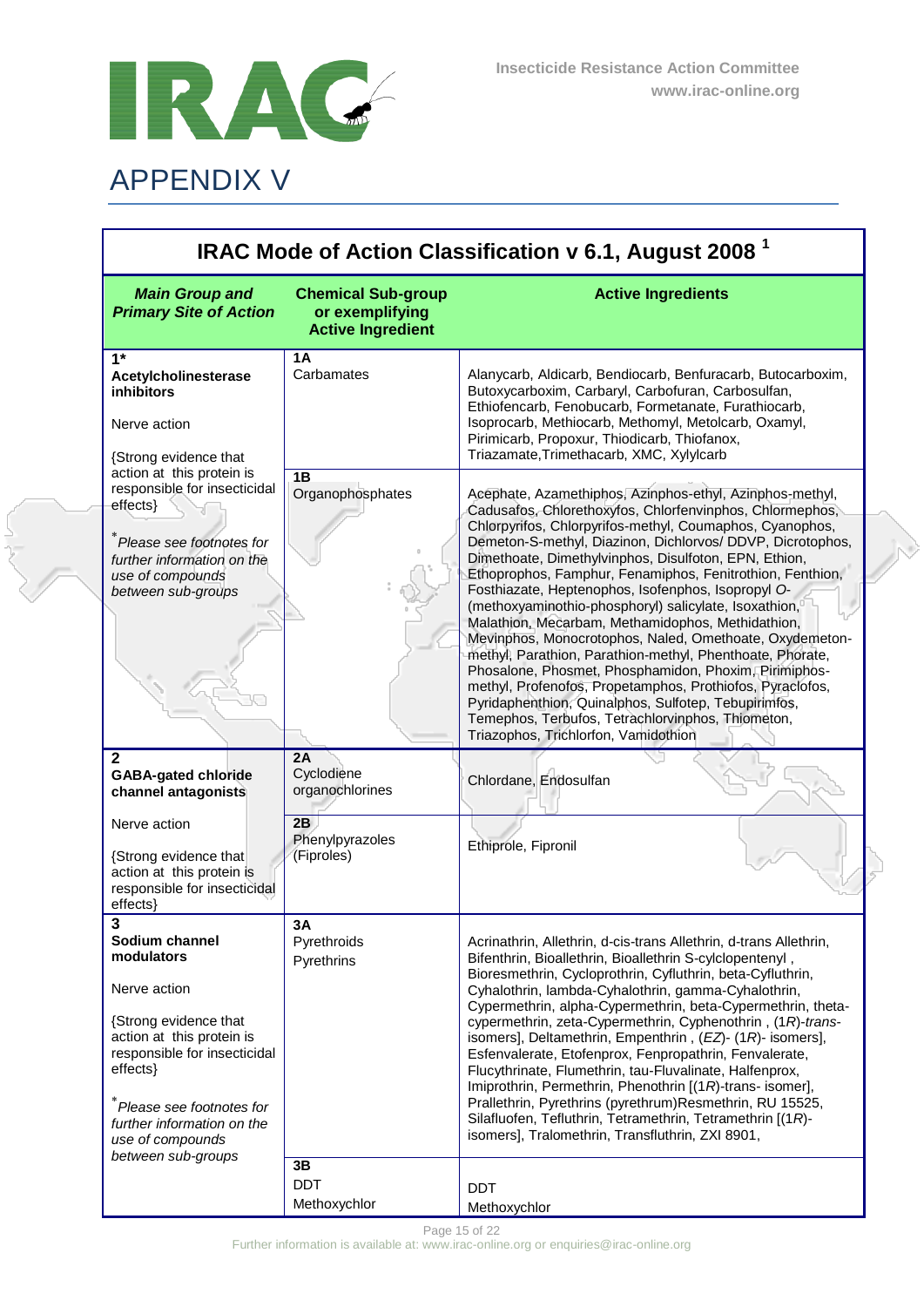# APPENDIX V

## IRAC Mode of Action Classification v 6.1, August 2008 [1]

| *Main Group and Primary Site of Action* | Chemical Sub-group or exemplifying Active Ingredient | Active Ingredients |
|---|---|---|
| **1*** **Acetylcholinesterase inhibitors** Nerve action {Strong evidence that action at this protein is responsible for insecticidal effects} *\*Please see footnotes for further information on the use of compounds between sub-groups* | **1A** Carbamates | Alanycarb, Aldicarb, Bendiocarb, Benfuracarb, Butocarboxim, Butoxycarboxim, Carbaryl, Carbofuran, Carbosulfan, Ethiofencarb, Fenobucarb, Formetanate, Furathiocarb, Isoprocarb, Methiocarb, Methomyl, Metolcarb, Oxamyl, Pirimicarb, Propoxur, Thiodicarb, Thiofanox, Triazamate,Trimethacarb, XMC, Xylylcarb |
| | **1B** Organophosphates | Acephate, Azamethiphos, Azinphos-ethyl, Azinphos-methyl, Cadusafos, Chlorethoxyfos, Chlorfenvinphos, Chlormephos, Chlorpyrifos, Chlorpyrifos-methyl, Coumaphos, Cyanophos, Demeton-S-methyl, Diazinon, Dichlorvos/ DDVP, Dicrotophos, Dimethoate, Dimethylvinphos, Disulfoton, EPN, Ethion, Ethoprophos, Famphur, Fenamiphos, Fenitrothion, Fenthion, Fosthiazate, Heptenophos, Isofenphos, Isopropyl O-(methoxyaminothio-phosphoryl) salicylate, Isoxathion, Malathion, Mecarbam, Methamidophos, Methidathion, Mevinphos, Monocrotophos, Naled, Omethoate, Oxydemeton-methyl, Parathion, Parathion-methyl, Phenthoate, Phorate, Phosalone, Phosmet, Phosphamidon, Phoxim, Pirimiphos-methyl, Profenofos, Propetamphos, Prothiofos, Pyraclofos, Pyridaphenthion, Quinalphos, Sulfotep, Tebupirimfos, Temephos, Terbufos, Tetrachlorvinphos, Thiometon, Triazophos, Trichlorfon, Vamidothion |
| **2** **GABA-gated chloride channel antagonists** Nerve action {Strong evidence that action at this protein is responsible for insecticidal effects} | **2A** Cyclodiene organochlorines | Chlordane, Endosulfan |
| | **2B** Phenylpyrazoles (Fiproles) | Ethiprole, Fipronil |
| **3** **Sodium channel modulators** Nerve action {Strong evidence that action at this protein is responsible for insecticidal effects} *\*Please see footnotes for further information on the use of compounds between sub-groups* | **3A** Pyrethroids Pyrethrins | Acrinathrin, Allethrin, d-cis-trans Allethrin, d-trans Allethrin, Bifenthrin, Bioallethrin, Bioallethrin S-cylclopentenyl , Bioresmethrin, Cycloprothrin, Cyfluthrin, beta-Cyfluthrin, Cyhalothrin, lambda-Cyhalothrin, gamma-Cyhalothrin, Cypermethrin, alpha-Cypermethrin, beta-Cypermethrin, theta-cypermethrin, zeta-Cypermethrin, Cyphenothrin , (1*R*)-*trans*-isomers], Deltamethrin, Empenthrin , (*EZ*)- (1*R*)- isomers], Esfenvalerate, Etofenprox, Fenpropathrin, Fenvalerate, Flucythrinate, Flumethrin, tau-Fluvalinate, Halfenprox, Imiprothrin, Permethrin, Phenothrin [(1*R*)-trans- isomer], Prallethrin, Pyrethrins (pyrethrum)Resmethrin, RU 15525, Silafluofen, Tefluthrin, Tetramethrin, Tetramethrin [(1*R*)-isomers], Tralomethrin, Transfluthrin, ZXI 8901, |
| | **3B** DDT Methoxychlor | DDT Methoxychlor |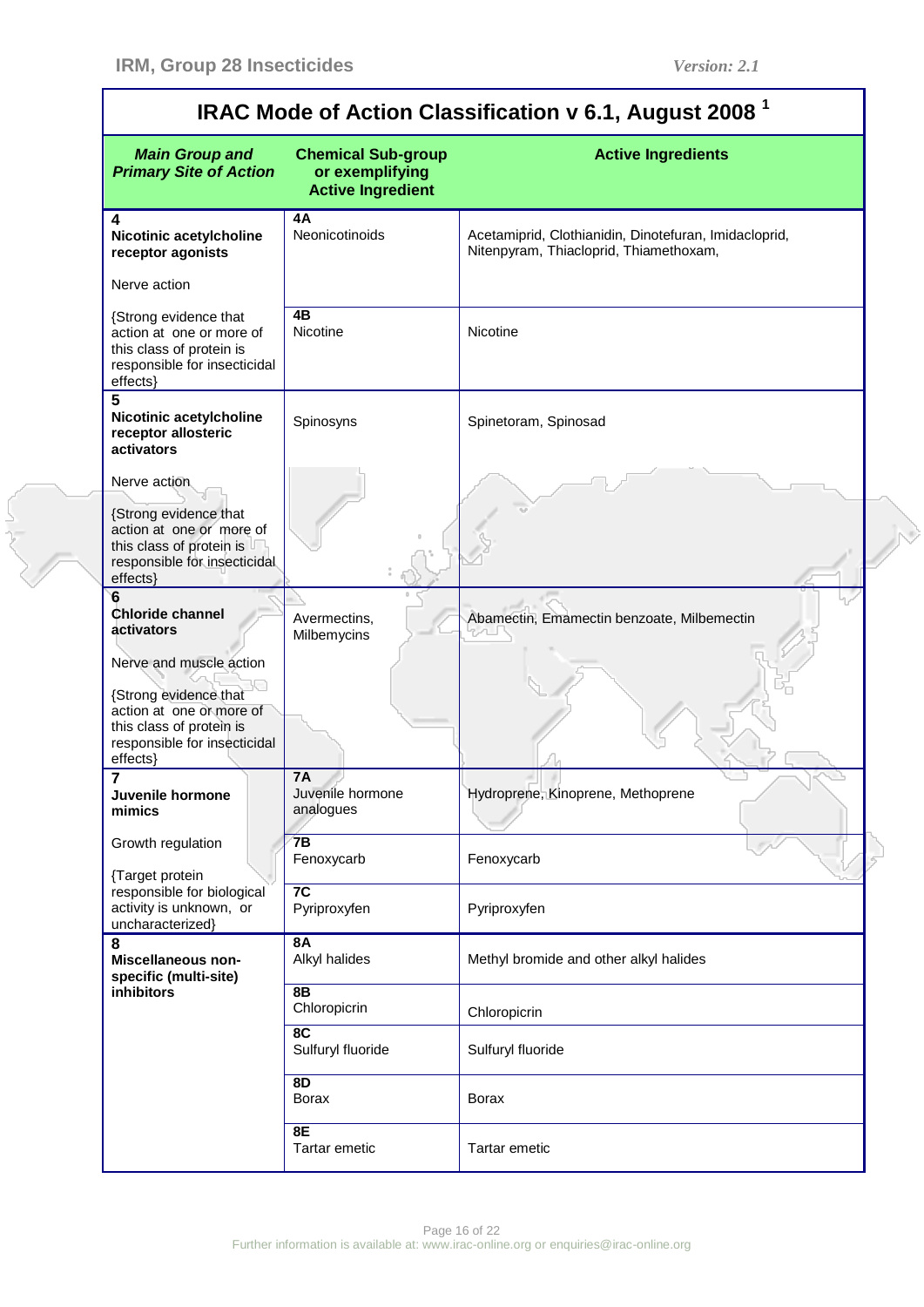## IRAC Mode of Action Classification v 6.1, August 2008 [1]

| *Main Group and Primary Site of Action* | Chemical Sub-group or exemplifying Active Ingredient | Active Ingredients |
|---|---|---|
| **4** **Nicotinic acetylcholine receptor agonists** Nerve action {Strong evidence that action at one or more of this class of protein is responsible for insecticidal effects} | **4A** Neonicotinoids | Acetamiprid, Clothianidin, Dinotefuran, Imidacloprid, Nitenpyram, Thiacloprid, Thiamethoxam, |
| | **4B** Nicotine | Nicotine |
| **5** **Nicotinic acetylcholine receptor allosteric activators** Nerve action {Strong evidence that action at one or more of this class of protein is responsible for insecticidal effects} | Spinosyns | Spinetoram, Spinosad |
| **6** **Chloride channel activators** Nerve and muscle action {Strong evidence that action at one or more of this class of protein is responsible for insecticidal effects} | Avermectins, Milbemycins | Abamectin, Emamectin benzoate, Milbemectin |
| **7** **Juvenile hormone mimics** Growth regulation {Target protein responsible for biological activity is unknown, or uncharacterized} | **7A** Juvenile hormone analogues | Hydroprene, Kinoprene, Methoprene |
| | **7B** Fenoxycarb | Fenoxycarb |
| | **7C** Pyriproxyfen | Pyriproxyfen |
| **8** **Miscellaneous non-specific (multi-site) inhibitors** | **8A** Alkyl halides | Methyl bromide and other alkyl halides |
| | **8B** Chloropicrin | Chloropicrin |
| | **8C** Sulfuryl fluoride | Sulfuryl fluoride |
| | **8D** Borax | Borax |
| | **8E** Tartar emetic | Tartar emetic |

Further information is available at: www.irac-online.org or enquiries@irac-online.org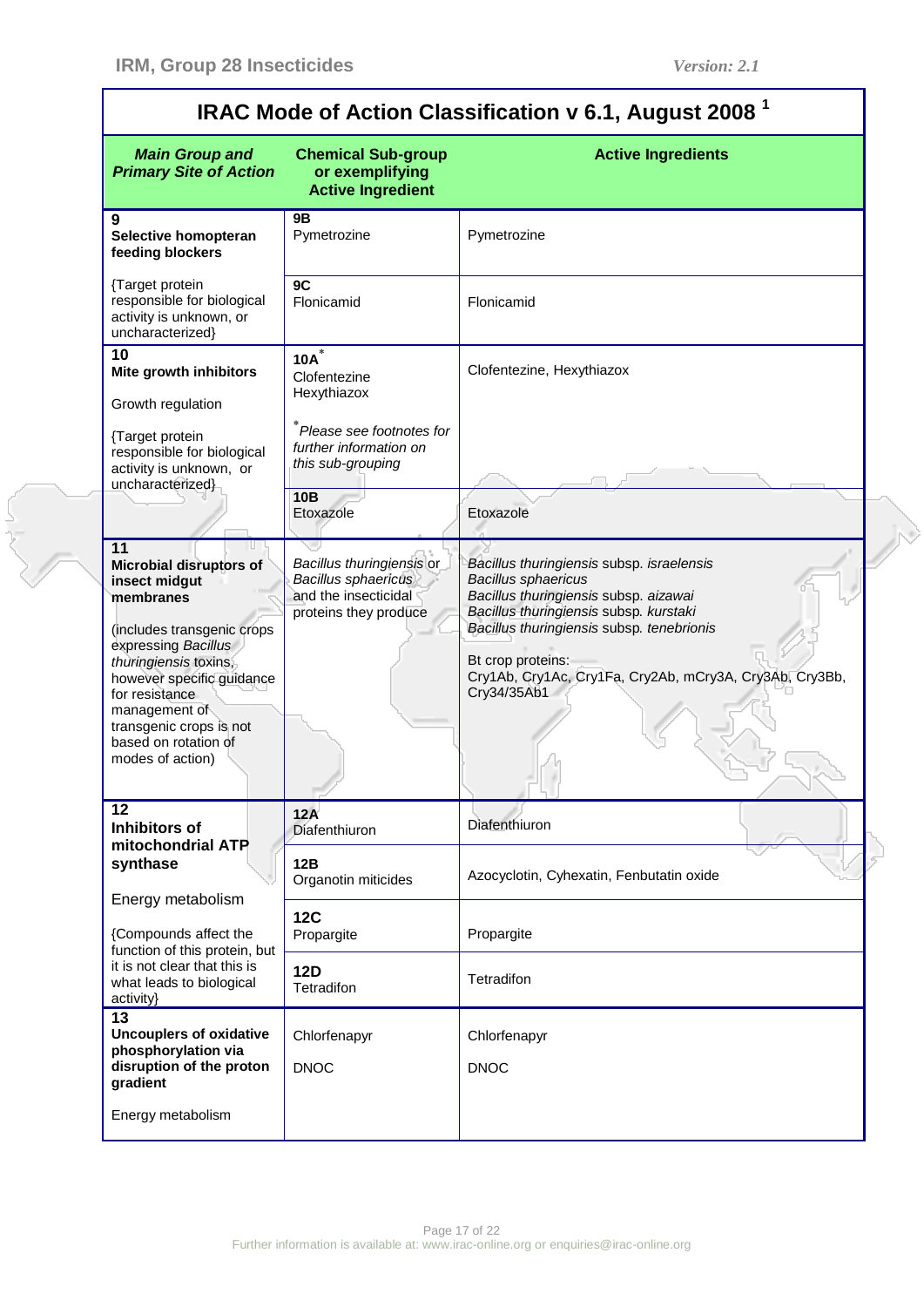## IRAC Mode of Action Classification v 6.1, August 2008 [1]

| *Main Group and Primary Site of Action* | Chemical Sub-group or exemplifying Active Ingredient | Active Ingredients |
|---|---|---|
| **9** **Selective homopteran feeding blockers** {Target protein responsible for biological activity is unknown, or uncharacterized} | **9B** Pymetrozine | Pymetrozine |
| | **9C** Flonicamid | Flonicamid |
| **10** **Mite growth inhibitors** Growth regulation {Target protein responsible for biological activity is unknown, or uncharacterized} | **10A**[*] Clofentezine Hexythiazox [*]*Please see footnotes for further information on this sub-grouping* | Clofentezine, Hexythiazox |
| | **10B** Etoxazole | Etoxazole |
| **11** **Microbial disruptors of insect midgut membranes** (includes transgenic crops expressing *Bacillus thuringiensis* toxins, however specific guidance for resistance management of transgenic crops is not based on rotation of modes of action) | *Bacillus thuringiensis* or *Bacillus sphaericus* and the insecticidal proteins they produce | *Bacillus thuringiensis* subsp. *israelensis* *Bacillus sphaericus* *Bacillus thuringiensis* subsp. *aizawai* *Bacillus thuringiensis* subsp. *kurstaki* *Bacillus thuringiensis* subsp. *tenebrionis* Bt crop proteins: Cry1Ab, Cry1Ac, Cry1Fa, Cry2Ab, mCry3A, Cry3Ab, Cry3Bb, Cry34/35Ab1 |
| **12** **Inhibitors of mitochondrial ATP synthase** Energy metabolism {Compounds affect the function of this protein, but it is not clear that this is what leads to biological activity} | **12A** Diafenthiuron | Diafenthiuron |
| | **12B** Organotin miticides | Azocyclotin, Cyhexatin, Fenbutatin oxide |
| | **12C** Propargite | Propargite |
| | **12D** Tetradifon | Tetradifon |
| **13** **Uncouplers of oxidative phosphorylation via disruption of the proton gradient** Energy metabolism | Chlorfenapyr DNOC | Chlorfenapyr DNOC |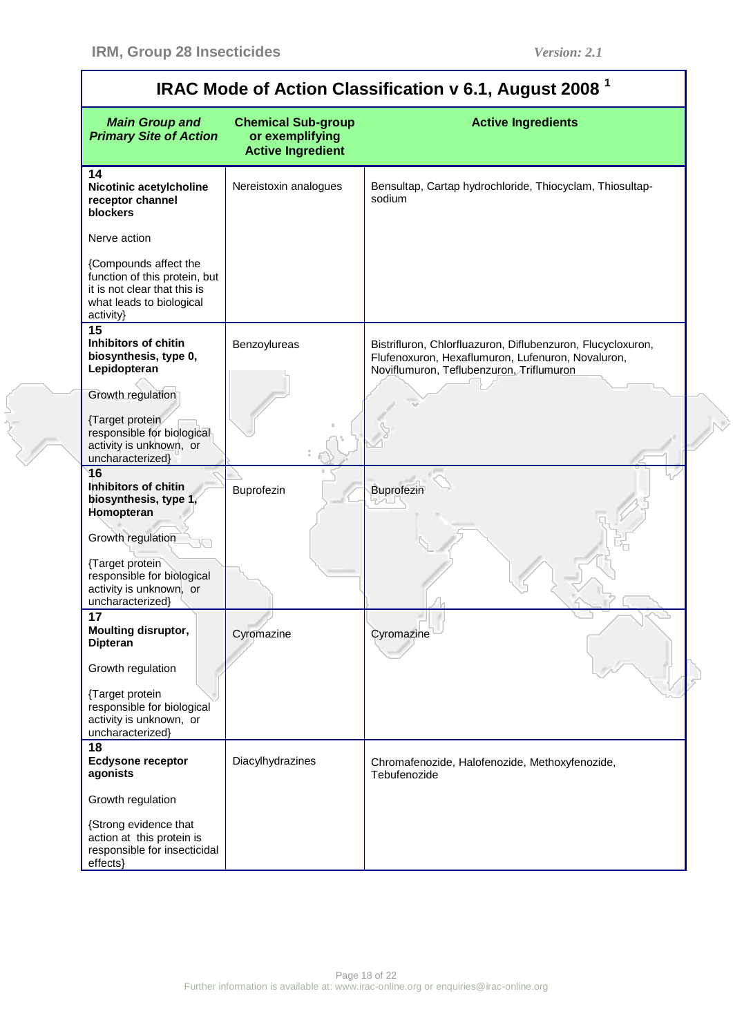## IRAC Mode of Action Classification v 6.1, August 2008 [1]

| ***Main Group and Primary Site of Action*** | **Chemical Sub-group or exemplifying Active Ingredient** | **Active Ingredients** |
|---|---|---|
| **14**<br>**Nicotinic acetylcholine receptor channel blockers**<br><br>Nerve action<br><br>{Compounds affect the function of this protein, but it is not clear that this is what leads to biological activity} | Nereistoxin analogues | Bensultap, Cartap hydrochloride, Thiocyclam, Thiosultap-sodium |
| **15**<br>**Inhibitors of chitin biosynthesis, type 0, Lepidopteran**<br><br>Growth regulation<br><br>{Target protein responsible for biological activity is unknown, or uncharacterized} | Benzoylureas | Bistrifluron, Chlorfluazuron, Diflubenzuron, Flucycloxuron, Flufenoxuron, Hexaflumuron, Lufenuron, Novaluron, Noviflumuron, Teflubenzuron, Triflumuron |
| **16**<br>**Inhibitors of chitin biosynthesis, type 1, Homopteran**<br><br>Growth regulation<br><br>{Target protein responsible for biological activity is unknown, or uncharacterized} | Buprofezin | Buprofezin |
| **17**<br>**Moulting disruptor, Dipteran**<br><br>Growth regulation<br><br>{Target protein responsible for biological activity is unknown, or uncharacterized} | Cyromazine | Cyromazine |
| **18**<br>**Ecdysone receptor agonists**<br><br>Growth regulation<br><br>{Strong evidence that action at this protein is responsible for insecticidal effects} | Diacylhydrazines | Chromafenozide, Halofenozide, Methoxyfenozide, Tebufenozide |

Further information is available at: www.irac-online.org or enquiries@irac-online.org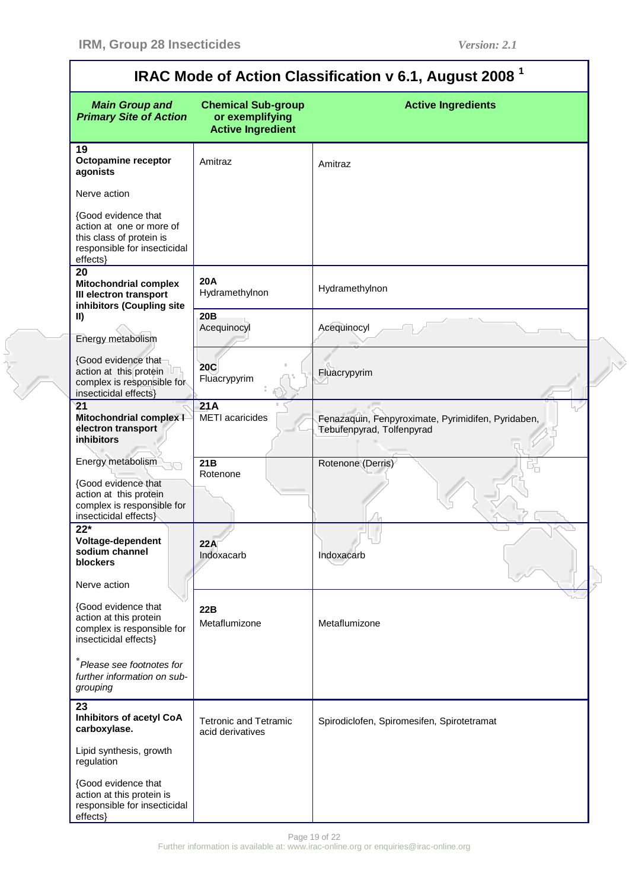## IRAC Mode of Action Classification v 6.1, August 2008 [1]

| *Main Group and Primary Site of Action* | Chemical Sub-group or exemplifying Active Ingredient | Active Ingredients |
|---|---|---|
| **19** **Octopamine receptor agonists** <br><br> Nerve action <br><br> {Good evidence that action at one or more of this class of protein is responsible for insecticidal effects} | Amitraz | Amitraz |
| **20** **Mitochondrial complex III electron transport inhibitors (Coupling site II)** <br><br> Energy metabolism <br><br> {Good evidence that action at this protein complex is responsible for insecticidal effects} | **20A** Hydramethylnon | Hydramethylnon |
| | **20B** Acequinocyl | Acequinocyl |
| | **20C** Fluacrypyrim | Fluacrypyrim |
| **21** **Mitochondrial complex I electron transport inhibitors** <br><br> Energy metabolism <br><br> {Good evidence that action at this protein complex is responsible for insecticidal effects} | **21A** METI acaricides | Fenazaquin, Fenpyroximate, Pyrimidifen, Pyridaben, Tebufenpyrad, Tolfenpyrad |
| | **21B** Rotenone | Rotenone (Derris) |
| **22*** **Voltage-dependent sodium channel blockers** <br><br> Nerve action <br><br> {Good evidence that action at this protein complex is responsible for insecticidal effects} <br><br> * *Please see footnotes for further information on sub-grouping* | **22A** Indoxacarb | Indoxacarb |
| | **22B** Metaflumizone | Metaflumizone |
| **23** **Inhibitors of acetyl CoA carboxylase.** <br><br> Lipid synthesis, growth regulation <br><br> {Good evidence that action at this protein is responsible for insecticidal effects} | Tetronic and Tetramic acid derivatives | Spirodiclofen, Spiromesifen, Spirotetramat |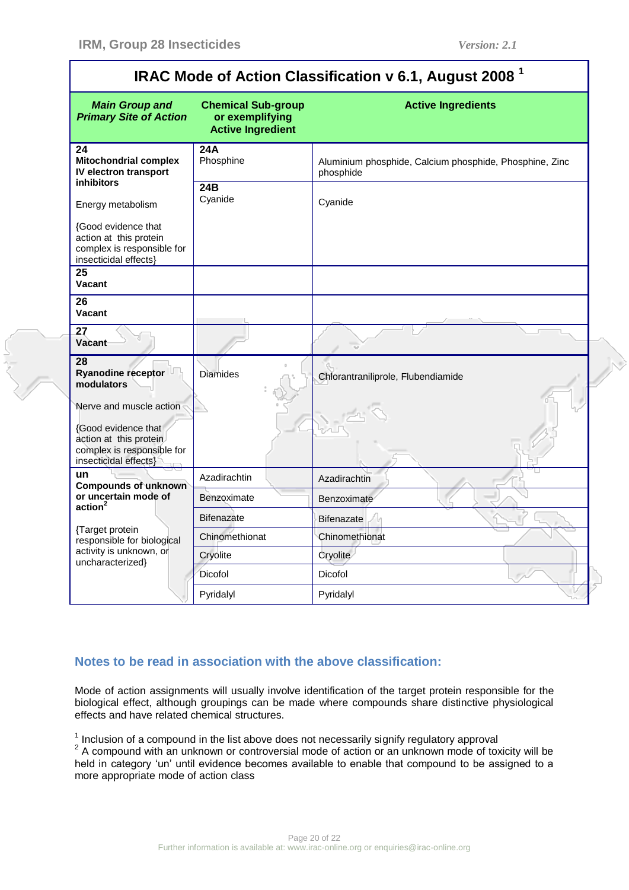| IRAC Mode of Action Classification v 6.1, August 2008 [1] | | |
|---|---|---|
| ***Main Group and Primary Site of Action*** | **Chemical Sub-group or exemplifying Active Ingredient** | **Active Ingredients** |
| **24 Mitochondrial complex IV electron transport inhibitors**<br><br>Energy metabolism<br><br>{Good evidence that action at this protein complex is responsible for insecticidal effects} | **24A** Phosphine | Aluminium phosphide, Calcium phosphide, Phosphine, Zinc phosphide |
| | **24B** Cyanide | Cyanide |
| **25 Vacant** | | |
| **26 Vacant** | | |
| **27 Vacant** | | |
| **28 Ryanodine receptor modulators**<br><br>Nerve and muscle action<br><br>{Good evidence that action at this protein complex is responsible for insecticidal effects} | Diamides | Chlorantraniliprole, Flubendiamide |
| **un Compounds of unknown or uncertain mode of action[2]**<br><br>{Target protein responsible for biological activity is unknown, or uncharacterized} | Azadirachtin | Azadirachtin |
| | Benzoximate | Benzoximate |
| | Bifenazate | Bifenazate |
| | Chinomethionat | Chinomethionat |
| | Cryolite | Cryolite |
| | Dicofol | Dicofol |
| | Pyridalyl | Pyridalyl |

## Notes to be read in association with the above classification:

Mode of action assignments will usually involve identification of the target protein responsible for the biological effect, although groupings can be made where compounds share distinctive physiological effects and have related chemical structures.

[1] Inclusion of a compound in the list above does not necessarily signify regulatory approval
[2] A compound with an unknown or controversial mode of action or an unknown mode of toxicity will be held in category 'un' until evidence becomes available to enable that compound to be assigned to a more appropriate mode of action class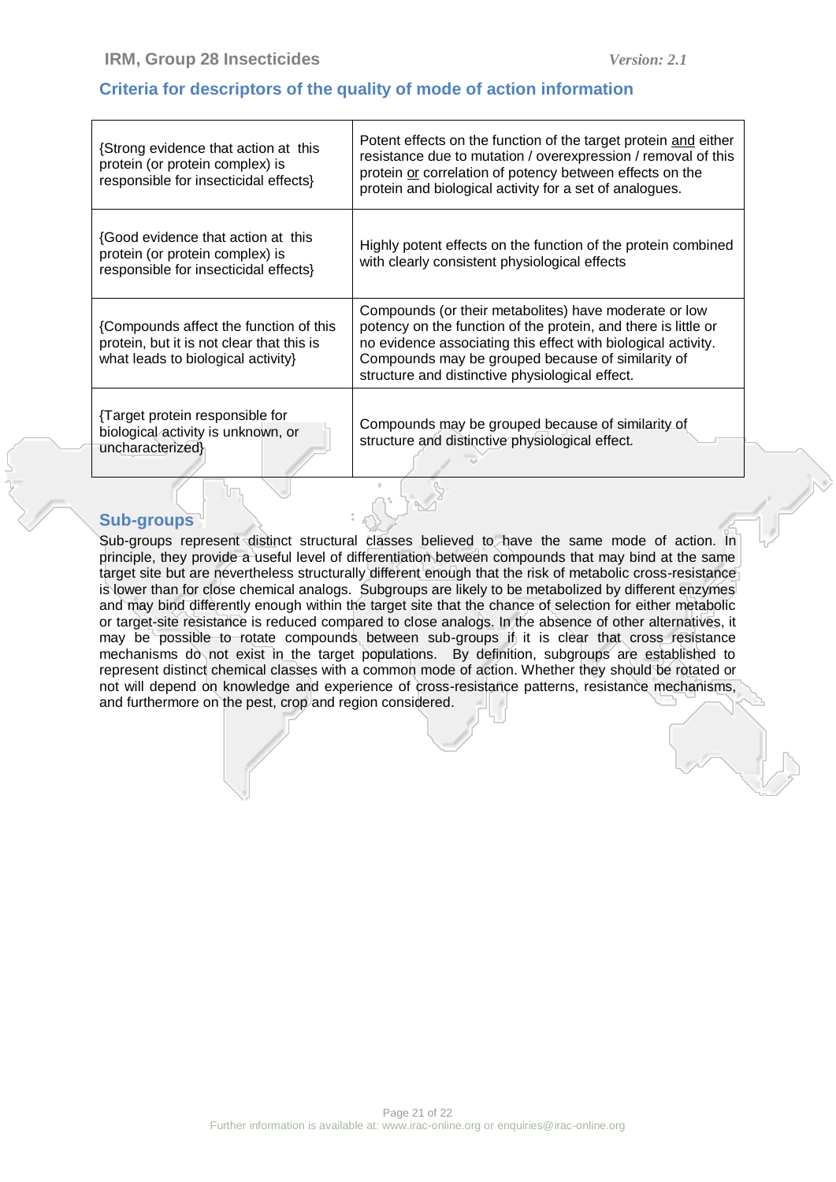## Criteria for descriptors of the quality of mode of action information

| | |
|---|---|
| {Strong evidence that action at this protein (or protein complex) is responsible for insecticidal effects} | Potent effects on the function of the target protein and either resistance due to mutation / overexpression / removal of this protein or correlation of potency between effects on the protein and biological activity for a set of analogues. |
| {Good evidence that action at this protein (or protein complex) is responsible for insecticidal effects} | Highly potent effects on the function of the protein combined with clearly consistent physiological effects |
| {Compounds affect the function of this protein, but it is not clear that this is what leads to biological activity} | Compounds (or their metabolites) have moderate or low potency on the function of the protein, and there is little or no evidence associating this effect with biological activity. Compounds may be grouped because of similarity of structure and distinctive physiological effect. |
| {Target protein responsible for biological activity is unknown, or uncharacterized} | Compounds may be grouped because of similarity of structure and distinctive physiological effect. |

## Sub-groups

Sub-groups represent distinct structural classes believed to have the same mode of action. In principle, they provide a useful level of differentiation between compounds that may bind at the same target site but are nevertheless structurally different enough that the risk of metabolic cross-resistance is lower than for close chemical analogs. Subgroups are likely to be metabolized by different enzymes and may bind differently enough within the target site that the chance of selection for either metabolic or target-site resistance is reduced compared to close analogs. In the absence of other alternatives, it may be possible to rotate compounds between sub-groups if it is clear that cross resistance mechanisms do not exist in the target populations. By definition, subgroups are established to represent distinct chemical classes with a common mode of action. Whether they should be rotated or not will depend on knowledge and experience of cross-resistance patterns, resistance mechanisms, and furthermore on the pest, crop and region considered.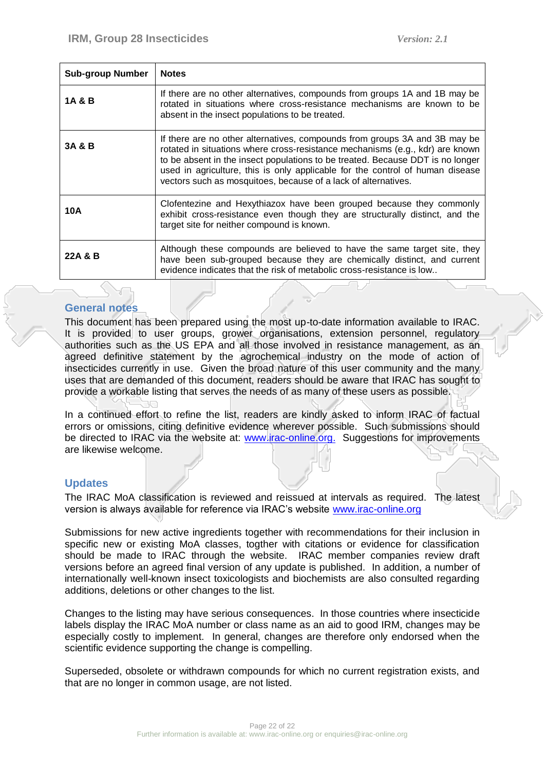| Sub-group Number | Notes |
|---|---|
| **1A & B** | If there are no other alternatives, compounds from groups 1A and 1B may be rotated in situations where cross-resistance mechanisms are known to be absent in the insect populations to be treated. |
| **3A & B** | If there are no other alternatives, compounds from groups 3A and 3B may be rotated in situations where cross-resistance mechanisms (e.g., kdr) are known to be absent in the insect populations to be treated. Because DDT is no longer used in agriculture, this is only applicable for the control of human disease vectors such as mosquitoes, because of a lack of alternatives. |
| **10A** | Clofentezine and Hexythiazox have been grouped because they commonly exhibit cross-resistance even though they are structurally distinct, and the target site for neither compound is known. |
| **22A & B** | Although these compounds are believed to have the same target site, they have been sub-grouped because they are chemically distinct, and current evidence indicates that the risk of metabolic cross-resistance is low.. |

## General notes

This document has been prepared using the most up-to-date information available to IRAC. It is provided to user groups, grower organisations, extension personnel, regulatory authorities such as the US EPA and all those involved in resistance management, as an agreed definitive statement by the agrochemical industry on the mode of action of insecticides currently in use. Given the broad nature of this user community and the many uses that are demanded of this document, readers should be aware that IRAC has sought to provide a workable listing that serves the needs of as many of these users as possible.

In a continued effort to refine the list, readers are kindly asked to inform IRAC of factual errors or omissions, citing definitive evidence wherever possible. Such submissions should be directed to IRAC via the website at: www.irac-online.org. Suggestions for improvements are likewise welcome.

## Updates

The IRAC MoA classification is reviewed and reissued at intervals as required. The latest version is always available for reference via IRAC's website www.irac-online.org

Submissions for new active ingredients together with recommendations for their inclusion in specific new or existing MoA classes, togther with citations or evidence for classification should be made to IRAC through the website. IRAC member companies review draft versions before an agreed final version of any update is published. In addition, a number of internationally well-known insect toxicologists and biochemists are also consulted regarding additions, deletions or other changes to the list.

Changes to the listing may have serious consequences. In those countries where insecticide labels display the IRAC MoA number or class name as an aid to good IRM, changes may be especially costly to implement. In general, changes are therefore only endorsed when the scientific evidence supporting the change is compelling.

Superseded, obsolete or withdrawn compounds for which no current registration exists, and that are no longer in common usage, are not listed.